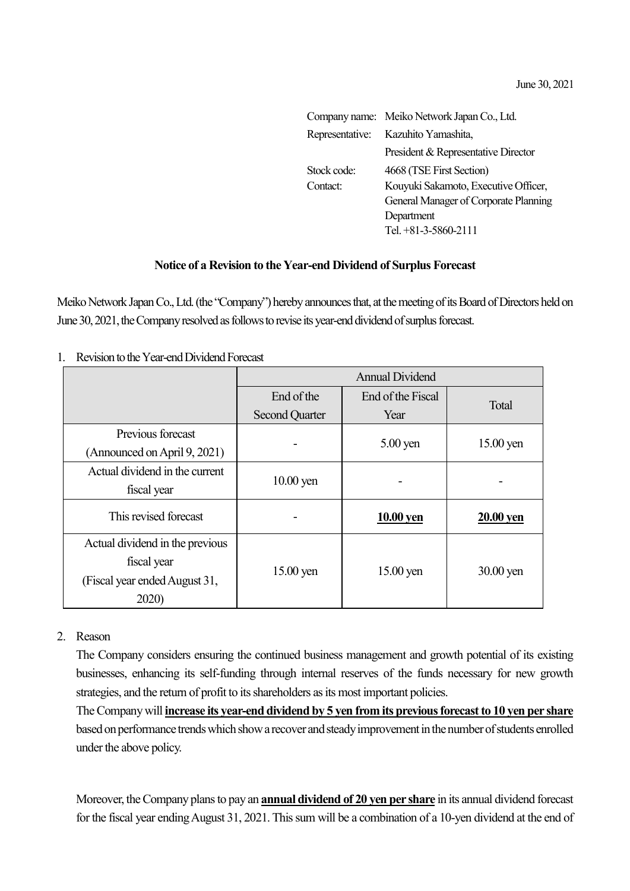June 30, 2021

Company name: Meiko Network Japan Co., Ltd.
Representative: Kazuhito Yamashita, President & Representative Director
Stock code: 4668 (TSE First Section)
Contact: Kouyuki Sakamoto, Executive Officer, General Manager of Corporate Planning Department
Tel. +81-3-5860-2111

## Notice of a Revision to the Year-end Dividend of Surplus Forecast

Meiko Network Japan Co., Ltd. (the "Company") hereby announces that, at the meeting of its Board of Directors held on June 30, 2021, the Company resolved as follows to revise its year-end dividend of surplus forecast.

1. Revision to the Year-end Dividend Forecast

| | Annual Dividend | | |
|---|---|---|---|
| | End of the Second Quarter | End of the Fiscal Year | Total |
| Previous forecast (Announced on April 9, 2021) | - | 5.00 yen | 15.00 yen |
| Actual dividend in the current fiscal year | 10.00 yen | - | - |
| This revised forecast | - | **10.00 yen** | **20.00 yen** |
| Actual dividend in the previous fiscal year (Fiscal year ended August 31, 2020) | 15.00 yen | 15.00 yen | 30.00 yen |

2. Reason

The Company considers ensuring the continued business management and growth potential of its existing businesses, enhancing its self-funding through internal reserves of the funds necessary for new growth strategies, and the return of profit to its shareholders as its most important policies.

The Company will **increase its year-end dividend by 5 yen from its previous forecast to 10 yen per share** based on performance trends which show a recover and steady improvement in the number of students enrolled under the above policy.

Moreover, the Company plans to pay an **annual dividend of 20 yen per share** in its annual dividend forecast for the fiscal year ending August 31, 2021. This sum will be a combination of a 10-yen dividend at the end of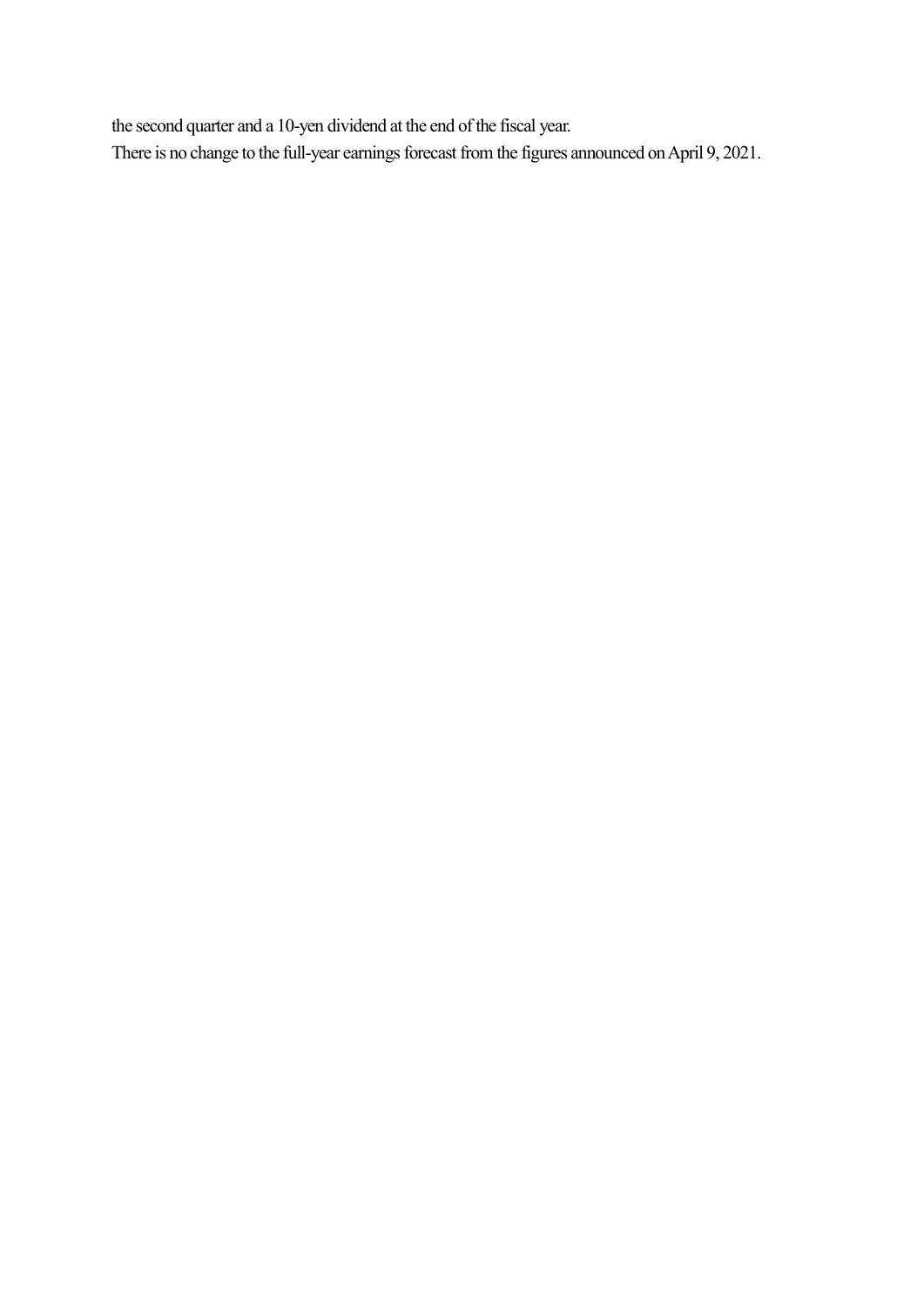the second quarter and a 10-yen dividend at the end of the fiscal year.

There is no change to the full-year earnings forecast from the figures announced on April 9, 2021.